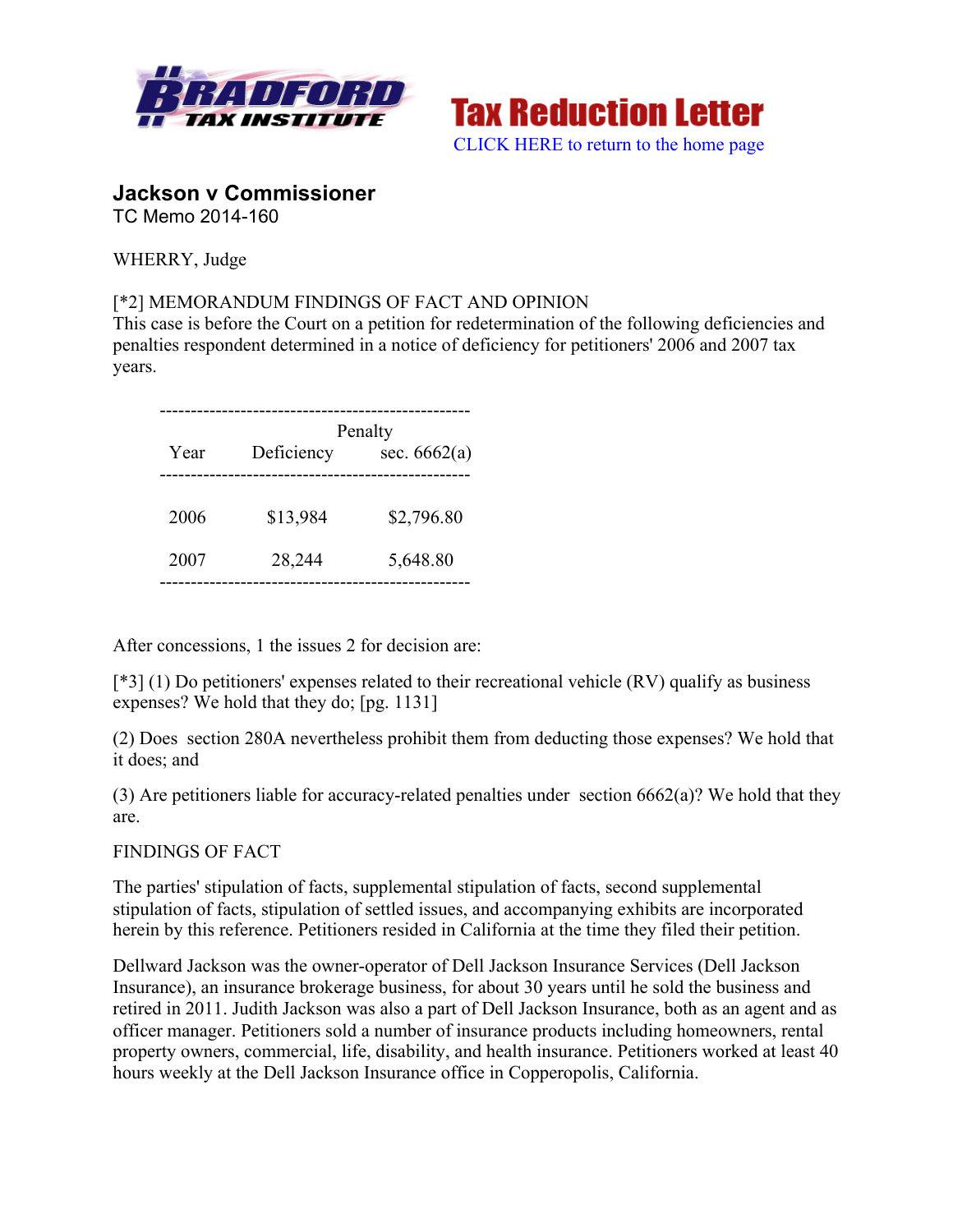Tax Reduction Letter

CLICK HERE to return to the home page

# Jackson v Commissioner

TC Memo 2014-160

WHERRY, Judge

[*2] MEMORANDUM FINDINGS OF FACT AND OPINION

This case is before the Court on a petition for redetermination of the following deficiencies and penalties respondent determined in a notice of deficiency for petitioners' 2006 and 2007 tax years.

| Year | Deficiency | Penalty sec. 6662(a) |
|---|---|---|
| 2006 | $13,984 | $2,796.80 |
| 2007 | 28,244 | 5,648.80 |

After concessions, 1 the issues 2 for decision are:

[*3] (1) Do petitioners' expenses related to their recreational vehicle (RV) qualify as business expenses? We hold that they do; [pg. 1131]

(2) Does section 280A nevertheless prohibit them from deducting those expenses? We hold that it does; and

(3) Are petitioners liable for accuracy-related penalties under section 6662(a)? We hold that they are.

FINDINGS OF FACT

The parties' stipulation of facts, supplemental stipulation of facts, second supplemental stipulation of facts, stipulation of settled issues, and accompanying exhibits are incorporated herein by this reference. Petitioners resided in California at the time they filed their petition.

Dellward Jackson was the owner-operator of Dell Jackson Insurance Services (Dell Jackson Insurance), an insurance brokerage business, for about 30 years until he sold the business and retired in 2011. Judith Jackson was also a part of Dell Jackson Insurance, both as an agent and as officer manager. Petitioners sold a number of insurance products including homeowners, rental property owners, commercial, life, disability, and health insurance. Petitioners worked at least 40 hours weekly at the Dell Jackson Insurance office in Copperopolis, California.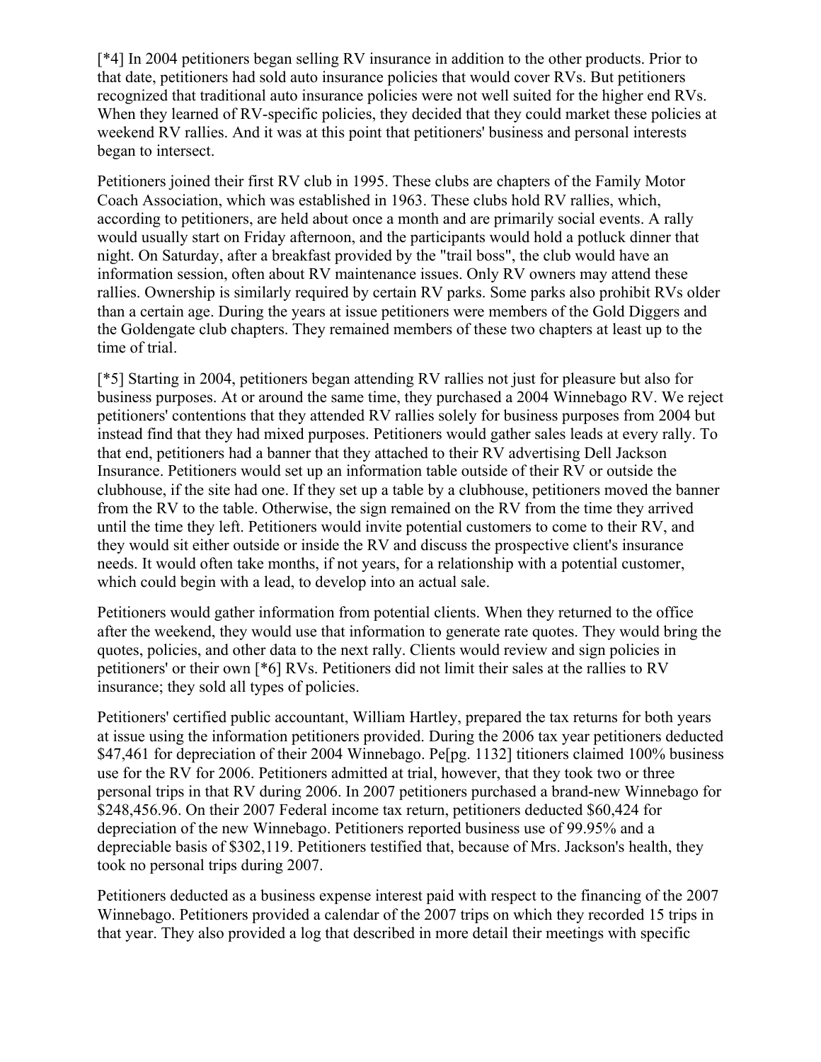[*4] In 2004 petitioners began selling RV insurance in addition to the other products. Prior to that date, petitioners had sold auto insurance policies that would cover RVs. But petitioners recognized that traditional auto insurance policies were not well suited for the higher end RVs. When they learned of RV-specific policies, they decided that they could market these policies at weekend RV rallies. And it was at this point that petitioners' business and personal interests began to intersect.

Petitioners joined their first RV club in 1995. These clubs are chapters of the Family Motor Coach Association, which was established in 1963. These clubs hold RV rallies, which, according to petitioners, are held about once a month and are primarily social events. A rally would usually start on Friday afternoon, and the participants would hold a potluck dinner that night. On Saturday, after a breakfast provided by the "trail boss", the club would have an information session, often about RV maintenance issues. Only RV owners may attend these rallies. Ownership is similarly required by certain RV parks. Some parks also prohibit RVs older than a certain age. During the years at issue petitioners were members of the Gold Diggers and the Goldengate club chapters. They remained members of these two chapters at least up to the time of trial.

[*5] Starting in 2004, petitioners began attending RV rallies not just for pleasure but also for business purposes. At or around the same time, they purchased a 2004 Winnebago RV. We reject petitioners' contentions that they attended RV rallies solely for business purposes from 2004 but instead find that they had mixed purposes. Petitioners would gather sales leads at every rally. To that end, petitioners had a banner that they attached to their RV advertising Dell Jackson Insurance. Petitioners would set up an information table outside of their RV or outside the clubhouse, if the site had one. If they set up a table by a clubhouse, petitioners moved the banner from the RV to the table. Otherwise, the sign remained on the RV from the time they arrived until the time they left. Petitioners would invite potential customers to come to their RV, and they would sit either outside or inside the RV and discuss the prospective client's insurance needs. It would often take months, if not years, for a relationship with a potential customer, which could begin with a lead, to develop into an actual sale.

Petitioners would gather information from potential clients. When they returned to the office after the weekend, they would use that information to generate rate quotes. They would bring the quotes, policies, and other data to the next rally. Clients would review and sign policies in petitioners' or their own [*6] RVs. Petitioners did not limit their sales at the rallies to RV insurance; they sold all types of policies.

Petitioners' certified public accountant, William Hartley, prepared the tax returns for both years at issue using the information petitioners provided. During the 2006 tax year petitioners deducted $47,461 for depreciation of their 2004 Winnebago. Pe[pg. 1132] titioners claimed 100% business use for the RV for 2006. Petitioners admitted at trial, however, that they took two or three personal trips in that RV during 2006. In 2007 petitioners purchased a brand-new Winnebago for $248,456.96. On their 2007 Federal income tax return, petitioners deducted $60,424 for depreciation of the new Winnebago. Petitioners reported business use of 99.95% and a depreciable basis of $302,119. Petitioners testified that, because of Mrs. Jackson's health, they took no personal trips during 2007.

Petitioners deducted as a business expense interest paid with respect to the financing of the 2007 Winnebago. Petitioners provided a calendar of the 2007 trips on which they recorded 15 trips in that year. They also provided a log that described in more detail their meetings with specific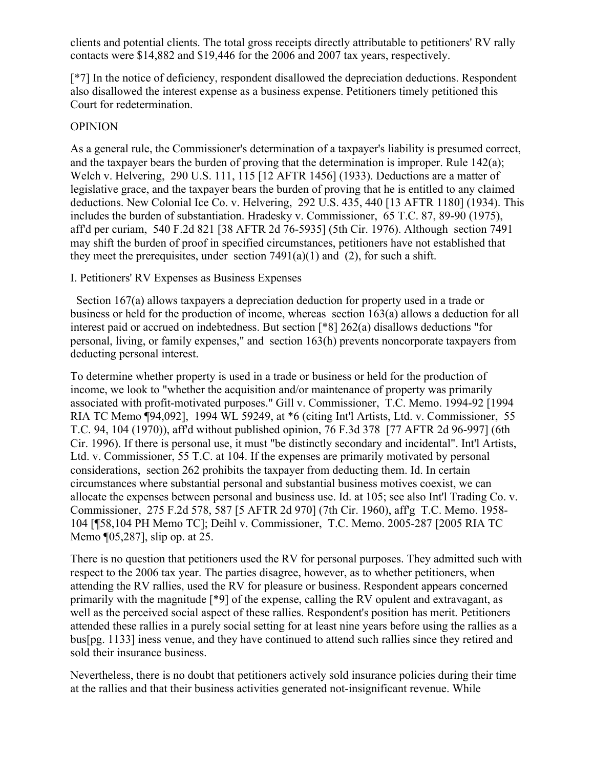clients and potential clients. The total gross receipts directly attributable to petitioners' RV rally contacts were $14,882 and $19,446 for the 2006 and 2007 tax years, respectively.

[*7] In the notice of deficiency, respondent disallowed the depreciation deductions. Respondent also disallowed the interest expense as a business expense. Petitioners timely petitioned this Court for redetermination.

OPINION

As a general rule, the Commissioner's determination of a taxpayer's liability is presumed correct, and the taxpayer bears the burden of proving that the determination is improper. Rule 142(a); Welch v. Helvering, 290 U.S. 111, 115 [12 AFTR 1456] (1933). Deductions are a matter of legislative grace, and the taxpayer bears the burden of proving that he is entitled to any claimed deductions. New Colonial Ice Co. v. Helvering, 292 U.S. 435, 440 [13 AFTR 1180] (1934). This includes the burden of substantiation. Hradesky v. Commissioner, 65 T.C. 87, 89-90 (1975), aff'd per curiam, 540 F.2d 821 [38 AFTR 2d 76-5935] (5th Cir. 1976). Although section 7491 may shift the burden of proof in specified circumstances, petitioners have not established that they meet the prerequisites, under section 7491(a)(1) and (2), for such a shift.

I. Petitioners' RV Expenses as Business Expenses

Section 167(a) allows taxpayers a depreciation deduction for property used in a trade or business or held for the production of income, whereas section 163(a) allows a deduction for all interest paid or accrued on indebtedness. But section [*8] 262(a) disallows deductions "for personal, living, or family expenses," and section 163(h) prevents noncorporate taxpayers from deducting personal interest.

To determine whether property is used in a trade or business or held for the production of income, we look to "whether the acquisition and/or maintenance of property was primarily associated with profit-motivated purposes." Gill v. Commissioner, T.C. Memo. 1994-92 [1994 RIA TC Memo ¶94,092], 1994 WL 59249, at *6 (citing Int'l Artists, Ltd. v. Commissioner, 55 T.C. 94, 104 (1970)), aff'd without published opinion, 76 F.3d 378 [77 AFTR 2d 96-997] (6th Cir. 1996). If there is personal use, it must "be distinctly secondary and incidental". Int'l Artists, Ltd. v. Commissioner, 55 T.C. at 104. If the expenses are primarily motivated by personal considerations, section 262 prohibits the taxpayer from deducting them. Id. In certain circumstances where substantial personal and substantial business motives coexist, we can allocate the expenses between personal and business use. Id. at 105; see also Int'l Trading Co. v. Commissioner, 275 F.2d 578, 587 [5 AFTR 2d 970] (7th Cir. 1960), aff'g T.C. Memo. 1958-104 [¶58,104 PH Memo TC]; Deihl v. Commissioner, T.C. Memo. 2005-287 [2005 RIA TC Memo ¶05,287], slip op. at 25.

There is no question that petitioners used the RV for personal purposes. They admitted such with respect to the 2006 tax year. The parties disagree, however, as to whether petitioners, when attending the RV rallies, used the RV for pleasure or business. Respondent appears concerned primarily with the magnitude [*9] of the expense, calling the RV opulent and extravagant, as well as the perceived social aspect of these rallies. Respondent's position has merit. Petitioners attended these rallies in a purely social setting for at least nine years before using the rallies as a bus[pg. 1133] iness venue, and they have continued to attend such rallies since they retired and sold their insurance business.

Nevertheless, there is no doubt that petitioners actively sold insurance policies during their time at the rallies and that their business activities generated not-insignificant revenue. While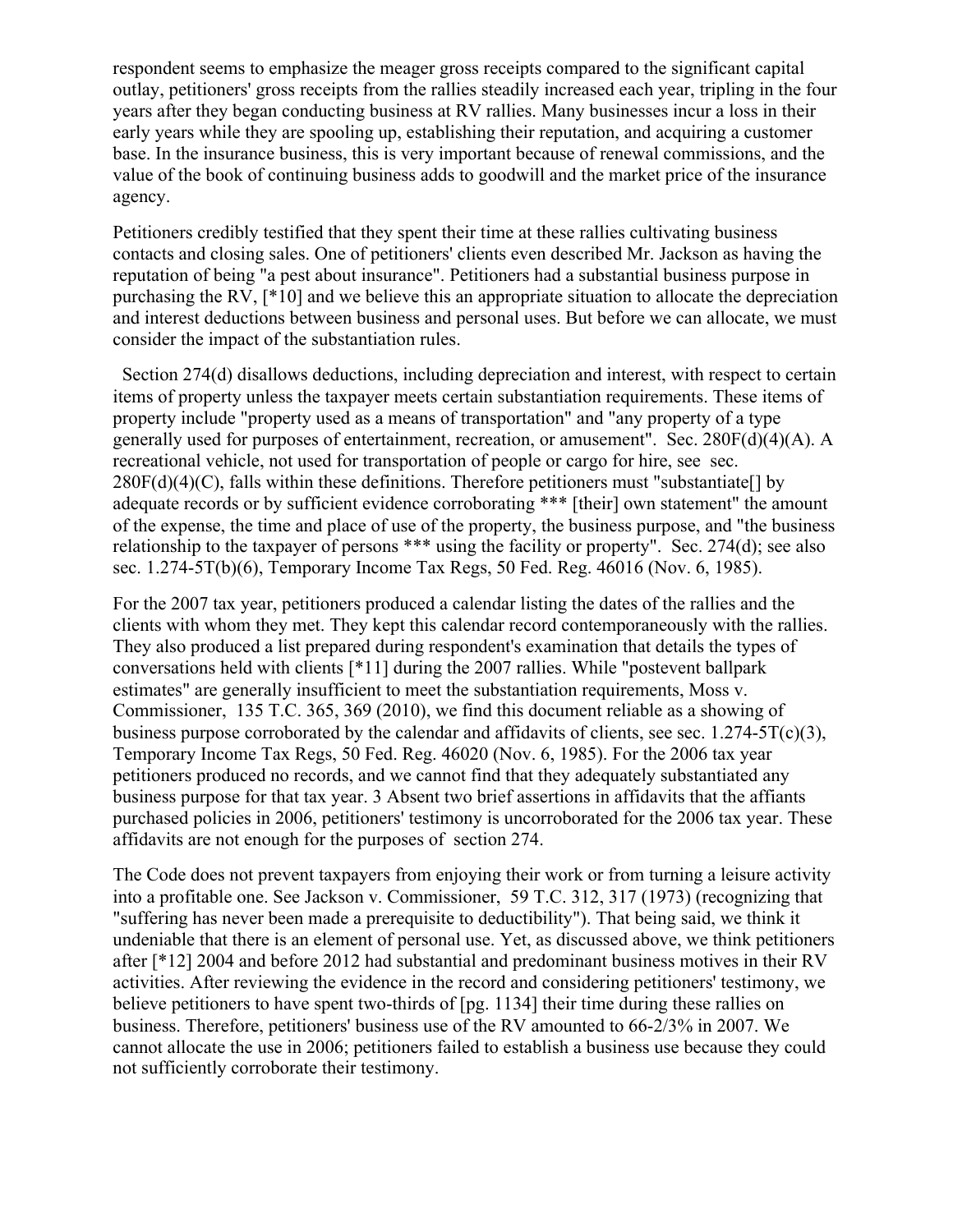respondent seems to emphasize the meager gross receipts compared to the significant capital outlay, petitioners' gross receipts from the rallies steadily increased each year, tripling in the four years after they began conducting business at RV rallies. Many businesses incur a loss in their early years while they are spooling up, establishing their reputation, and acquiring a customer base. In the insurance business, this is very important because of renewal commissions, and the value of the book of continuing business adds to goodwill and the market price of the insurance agency.

Petitioners credibly testified that they spent their time at these rallies cultivating business contacts and closing sales. One of petitioners' clients even described Mr. Jackson as having the reputation of being "a pest about insurance". Petitioners had a substantial business purpose in purchasing the RV, [*10] and we believe this an appropriate situation to allocate the depreciation and interest deductions between business and personal uses. But before we can allocate, we must consider the impact of the substantiation rules.

Section 274(d) disallows deductions, including depreciation and interest, with respect to certain items of property unless the taxpayer meets certain substantiation requirements. These items of property include "property used as a means of transportation" and "any property of a type generally used for purposes of entertainment, recreation, or amusement". Sec. 280F(d)(4)(A). A recreational vehicle, not used for transportation of people or cargo for hire, see sec. 280F(d)(4)(C), falls within these definitions. Therefore petitioners must "substantiate[] by adequate records or by sufficient evidence corroborating *** [their] own statement" the amount of the expense, the time and place of use of the property, the business purpose, and "the business relationship to the taxpayer of persons *** using the facility or property". Sec. 274(d); see also sec. 1.274-5T(b)(6), Temporary Income Tax Regs, 50 Fed. Reg. 46016 (Nov. 6, 1985).

For the 2007 tax year, petitioners produced a calendar listing the dates of the rallies and the clients with whom they met. They kept this calendar record contemporaneously with the rallies. They also produced a list prepared during respondent's examination that details the types of conversations held with clients [*11] during the 2007 rallies. While "postevent ballpark estimates" are generally insufficient to meet the substantiation requirements, Moss v. Commissioner, 135 T.C. 365, 369 (2010), we find this document reliable as a showing of business purpose corroborated by the calendar and affidavits of clients, see sec. 1.274-5T(c)(3), Temporary Income Tax Regs, 50 Fed. Reg. 46020 (Nov. 6, 1985). For the 2006 tax year petitioners produced no records, and we cannot find that they adequately substantiated any business purpose for that tax year. 3 Absent two brief assertions in affidavits that the affiants purchased policies in 2006, petitioners' testimony is uncorroborated for the 2006 tax year. These affidavits are not enough for the purposes of section 274.

The Code does not prevent taxpayers from enjoying their work or from turning a leisure activity into a profitable one. See Jackson v. Commissioner, 59 T.C. 312, 317 (1973) (recognizing that "suffering has never been made a prerequisite to deductibility"). That being said, we think it undeniable that there is an element of personal use. Yet, as discussed above, we think petitioners after [*12] 2004 and before 2012 had substantial and predominant business motives in their RV activities. After reviewing the evidence in the record and considering petitioners' testimony, we believe petitioners to have spent two-thirds of [pg. 1134] their time during these rallies on business. Therefore, petitioners' business use of the RV amounted to 66-2/3% in 2007. We cannot allocate the use in 2006; petitioners failed to establish a business use because they could not sufficiently corroborate their testimony.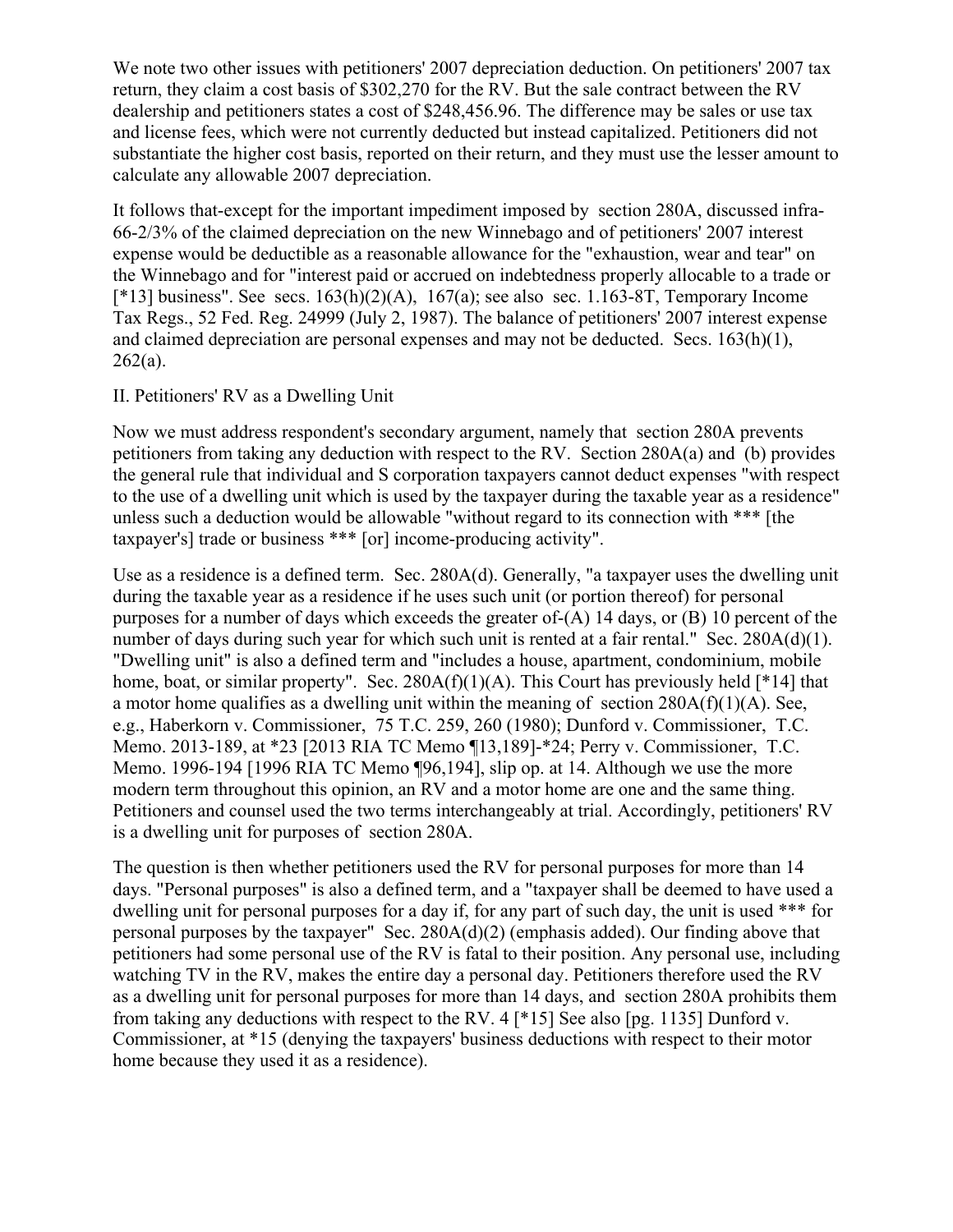We note two other issues with petitioners' 2007 depreciation deduction. On petitioners' 2007 tax return, they claim a cost basis of $302,270 for the RV. But the sale contract between the RV dealership and petitioners states a cost of $248,456.96. The difference may be sales or use tax and license fees, which were not currently deducted but instead capitalized. Petitioners did not substantiate the higher cost basis, reported on their return, and they must use the lesser amount to calculate any allowable 2007 depreciation.

It follows that-except for the important impediment imposed by section 280A, discussed infra-66-2/3% of the claimed depreciation on the new Winnebago and of petitioners' 2007 interest expense would be deductible as a reasonable allowance for the "exhaustion, wear and tear" on the Winnebago and for "interest paid or accrued on indebtedness properly allocable to a trade or [*13] business". See secs. 163(h)(2)(A), 167(a); see also sec. 1.163-8T, Temporary Income Tax Regs., 52 Fed. Reg. 24999 (July 2, 1987). The balance of petitioners' 2007 interest expense and claimed depreciation are personal expenses and may not be deducted. Secs. 163(h)(1), 262(a).

## II. Petitioners' RV as a Dwelling Unit

Now we must address respondent's secondary argument, namely that section 280A prevents petitioners from taking any deduction with respect to the RV. Section 280A(a) and (b) provides the general rule that individual and S corporation taxpayers cannot deduct expenses "with respect to the use of a dwelling unit which is used by the taxpayer during the taxable year as a residence" unless such a deduction would be allowable "without regard to its connection with *** [the taxpayer's] trade or business *** [or] income-producing activity".

Use as a residence is a defined term. Sec. 280A(d). Generally, "a taxpayer uses the dwelling unit during the taxable year as a residence if he uses such unit (or portion thereof) for personal purposes for a number of days which exceeds the greater of-(A) 14 days, or (B) 10 percent of the number of days during such year for which such unit is rented at a fair rental." Sec. 280A(d)(1). "Dwelling unit" is also a defined term and "includes a house, apartment, condominium, mobile home, boat, or similar property". Sec. 280A(f)(1)(A). This Court has previously held [*14] that a motor home qualifies as a dwelling unit within the meaning of section 280A(f)(1)(A). See, e.g., Haberkorn v. Commissioner, 75 T.C. 259, 260 (1980); Dunford v. Commissioner, T.C. Memo. 2013-189, at *23 [2013 RIA TC Memo ¶13,189]-*24; Perry v. Commissioner, T.C. Memo. 1996-194 [1996 RIA TC Memo ¶96,194], slip op. at 14. Although we use the more modern term throughout this opinion, an RV and a motor home are one and the same thing. Petitioners and counsel used the two terms interchangeably at trial. Accordingly, petitioners' RV is a dwelling unit for purposes of section 280A.

The question is then whether petitioners used the RV for personal purposes for more than 14 days. "Personal purposes" is also a defined term, and a "taxpayer shall be deemed to have used a dwelling unit for personal purposes for a day if, for any part of such day, the unit is used *** for personal purposes by the taxpayer" Sec. 280A(d)(2) (emphasis added). Our finding above that petitioners had some personal use of the RV is fatal to their position. Any personal use, including watching TV in the RV, makes the entire day a personal day. Petitioners therefore used the RV as a dwelling unit for personal purposes for more than 14 days, and section 280A prohibits them from taking any deductions with respect to the RV. 4 [*15] See also [pg. 1135] Dunford v. Commissioner, at *15 (denying the taxpayers' business deductions with respect to their motor home because they used it as a residence).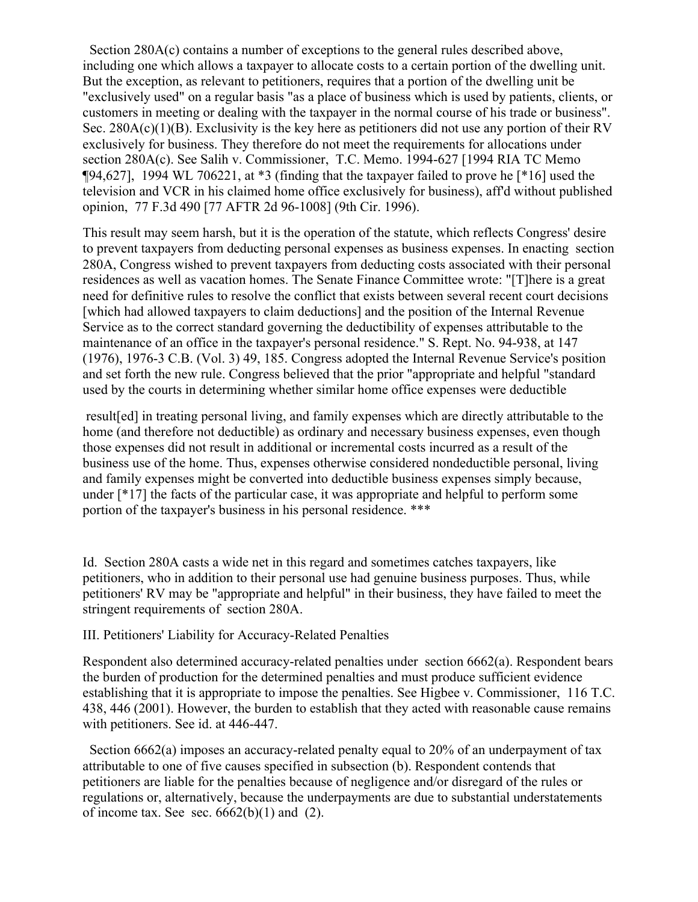Section 280A(c) contains a number of exceptions to the general rules described above, including one which allows a taxpayer to allocate costs to a certain portion of the dwelling unit. But the exception, as relevant to petitioners, requires that a portion of the dwelling unit be "exclusively used" on a regular basis "as a place of business which is used by patients, clients, or customers in meeting or dealing with the taxpayer in the normal course of his trade or business". Sec. 280A(c)(1)(B). Exclusivity is the key here as petitioners did not use any portion of their RV exclusively for business. They therefore do not meet the requirements for allocations under section 280A(c). See Salih v. Commissioner, T.C. Memo. 1994-627 [1994 RIA TC Memo ¶94,627], 1994 WL 706221, at *3 (finding that the taxpayer failed to prove he [*16] used the television and VCR in his claimed home office exclusively for business), aff'd without published opinion, 77 F.3d 490 [77 AFTR 2d 96-1008] (9th Cir. 1996).

This result may seem harsh, but it is the operation of the statute, which reflects Congress' desire to prevent taxpayers from deducting personal expenses as business expenses. In enacting section 280A, Congress wished to prevent taxpayers from deducting costs associated with their personal residences as well as vacation homes. The Senate Finance Committee wrote: "[T]here is a great need for definitive rules to resolve the conflict that exists between several recent court decisions [which had allowed taxpayers to claim deductions] and the position of the Internal Revenue Service as to the correct standard governing the deductibility of expenses attributable to the maintenance of an office in the taxpayer's personal residence." S. Rept. No. 94-938, at 147 (1976), 1976-3 C.B. (Vol. 3) 49, 185. Congress adopted the Internal Revenue Service's position and set forth the new rule. Congress believed that the prior "appropriate and helpful "standard used by the courts in determining whether similar home office expenses were deductible

> result[ed] in treating personal living, and family expenses which are directly attributable to the home (and therefore not deductible) as ordinary and necessary business expenses, even though those expenses did not result in additional or incremental costs incurred as a result of the business use of the home. Thus, expenses otherwise considered nondeductible personal, living and family expenses might be converted into deductible business expenses simply because, under [*17] the facts of the particular case, it was appropriate and helpful to perform some portion of the taxpayer's business in his personal residence. ***

Id. Section 280A casts a wide net in this regard and sometimes catches taxpayers, like petitioners, who in addition to their personal use had genuine business purposes. Thus, while petitioners' RV may be "appropriate and helpful" in their business, they have failed to meet the stringent requirements of section 280A.

## III. Petitioners' Liability for Accuracy-Related Penalties

Respondent also determined accuracy-related penalties under section 6662(a). Respondent bears the burden of production for the determined penalties and must produce sufficient evidence establishing that it is appropriate to impose the penalties. See Higbee v. Commissioner, 116 T.C. 438, 446 (2001). However, the burden to establish that they acted with reasonable cause remains with petitioners. See id. at 446-447.

Section 6662(a) imposes an accuracy-related penalty equal to 20% of an underpayment of tax attributable to one of five causes specified in subsection (b). Respondent contends that petitioners are liable for the penalties because of negligence and/or disregard of the rules or regulations or, alternatively, because the underpayments are due to substantial understatements of income tax. See sec. 6662(b)(1) and (2).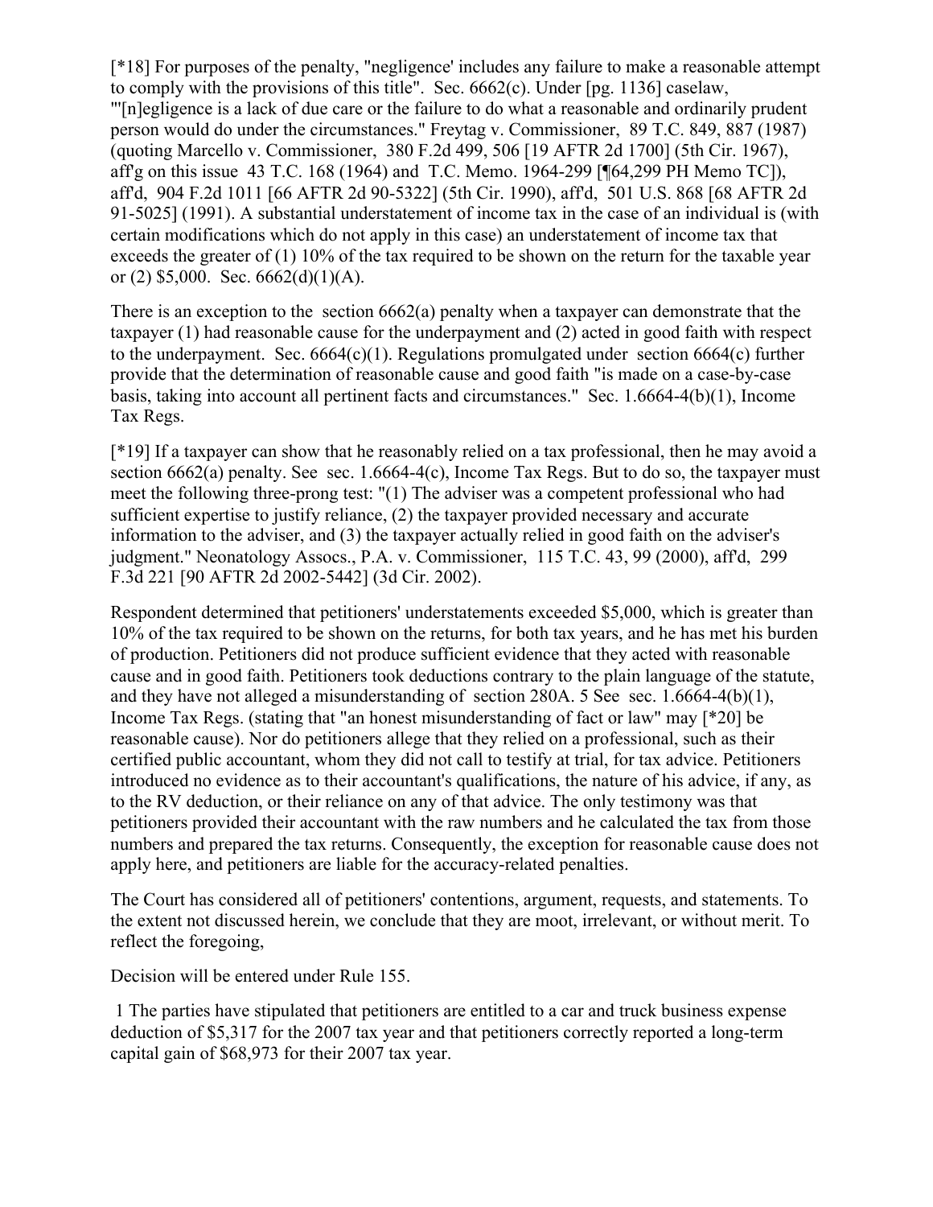[*18] For purposes of the penalty, "negligence' includes any failure to make a reasonable attempt to comply with the provisions of this title". Sec. 6662(c). Under [pg. 1136] caselaw, "'[n]egligence is a lack of due care or the failure to do what a reasonable and ordinarily prudent person would do under the circumstances." Freytag v. Commissioner, 89 T.C. 849, 887 (1987) (quoting Marcello v. Commissioner, 380 F.2d 499, 506 [19 AFTR 2d 1700] (5th Cir. 1967), aff'g on this issue 43 T.C. 168 (1964) and T.C. Memo. 1964-299 [¶64,299 PH Memo TC]), aff'd, 904 F.2d 1011 [66 AFTR 2d 90-5322] (5th Cir. 1990), aff'd, 501 U.S. 868 [68 AFTR 2d 91-5025] (1991). A substantial understatement of income tax in the case of an individual is (with certain modifications which do not apply in this case) an understatement of income tax that exceeds the greater of (1) 10% of the tax required to be shown on the return for the taxable year or (2) $5,000. Sec. 6662(d)(1)(A).

There is an exception to the section 6662(a) penalty when a taxpayer can demonstrate that the taxpayer (1) had reasonable cause for the underpayment and (2) acted in good faith with respect to the underpayment. Sec. 6664(c)(1). Regulations promulgated under section 6664(c) further provide that the determination of reasonable cause and good faith "is made on a case-by-case basis, taking into account all pertinent facts and circumstances." Sec. 1.6664-4(b)(1), Income Tax Regs.

[*19] If a taxpayer can show that he reasonably relied on a tax professional, then he may avoid a section 6662(a) penalty. See sec. 1.6664-4(c), Income Tax Regs. But to do so, the taxpayer must meet the following three-prong test: "(1) The adviser was a competent professional who had sufficient expertise to justify reliance, (2) the taxpayer provided necessary and accurate information to the adviser, and (3) the taxpayer actually relied in good faith on the adviser's judgment." Neonatology Assocs., P.A. v. Commissioner, 115 T.C. 43, 99 (2000), aff'd, 299 F.3d 221 [90 AFTR 2d 2002-5442] (3d Cir. 2002).

Respondent determined that petitioners' understatements exceeded $5,000, which is greater than 10% of the tax required to be shown on the returns, for both tax years, and he has met his burden of production. Petitioners did not produce sufficient evidence that they acted with reasonable cause and in good faith. Petitioners took deductions contrary to the plain language of the statute, and they have not alleged a misunderstanding of section 280A. 5 See sec. 1.6664-4(b)(1), Income Tax Regs. (stating that "an honest misunderstanding of fact or law" may [*20] be reasonable cause). Nor do petitioners allege that they relied on a professional, such as their certified public accountant, whom they did not call to testify at trial, for tax advice. Petitioners introduced no evidence as to their accountant's qualifications, the nature of his advice, if any, as to the RV deduction, or their reliance on any of that advice. The only testimony was that petitioners provided their accountant with the raw numbers and he calculated the tax from those numbers and prepared the tax returns. Consequently, the exception for reasonable cause does not apply here, and petitioners are liable for the accuracy-related penalties.

The Court has considered all of petitioners' contentions, argument, requests, and statements. To the extent not discussed herein, we conclude that they are moot, irrelevant, or without merit. To reflect the foregoing,

Decision will be entered under Rule 155.

1 The parties have stipulated that petitioners are entitled to a car and truck business expense deduction of $5,317 for the 2007 tax year and that petitioners correctly reported a long-term capital gain of $68,973 for their 2007 tax year.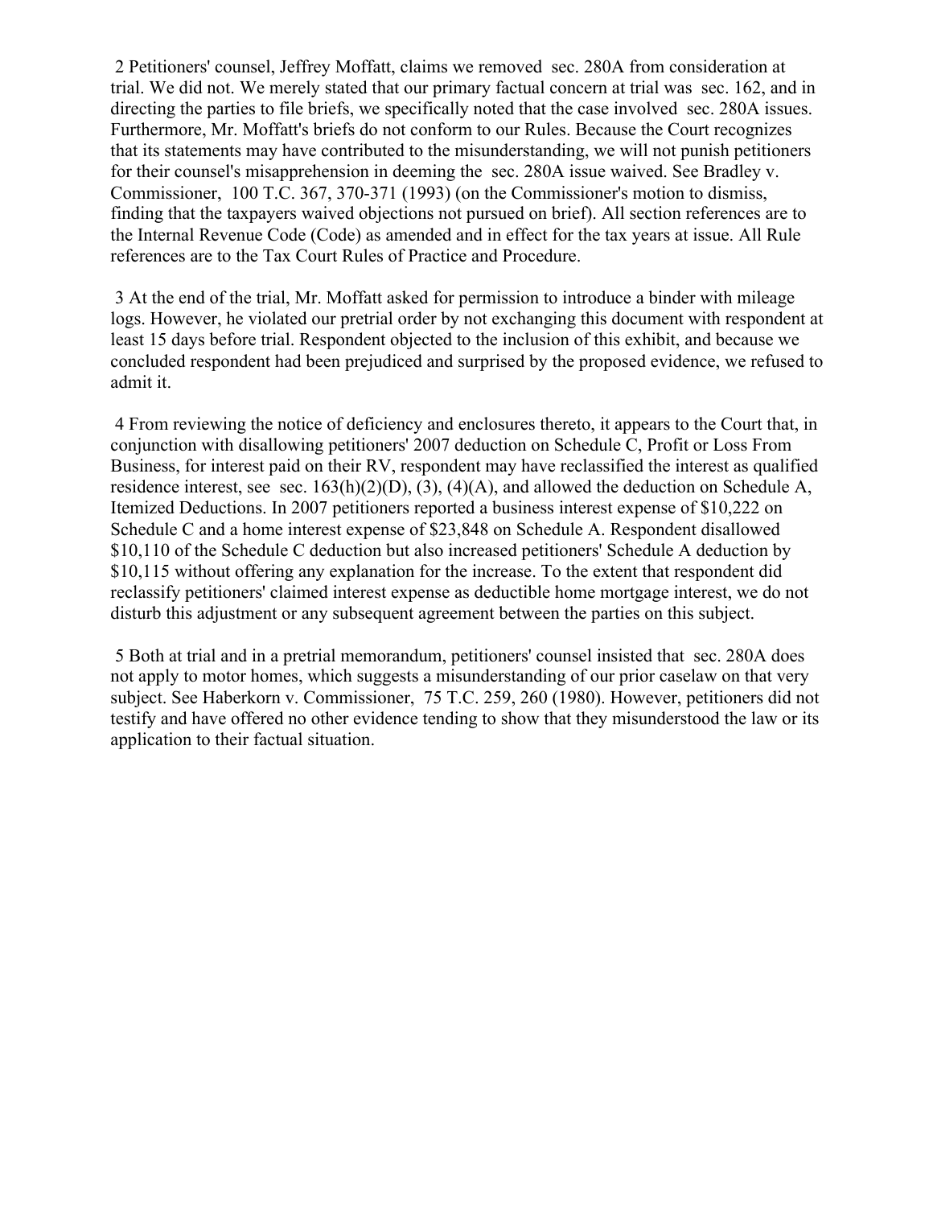2 Petitioners' counsel, Jeffrey Moffatt, claims we removed sec. 280A from consideration at trial. We did not. We merely stated that our primary factual concern at trial was sec. 162, and in directing the parties to file briefs, we specifically noted that the case involved sec. 280A issues. Furthermore, Mr. Moffatt's briefs do not conform to our Rules. Because the Court recognizes that its statements may have contributed to the misunderstanding, we will not punish petitioners for their counsel's misapprehension in deeming the sec. 280A issue waived. See Bradley v. Commissioner, 100 T.C. 367, 370-371 (1993) (on the Commissioner's motion to dismiss, finding that the taxpayers waived objections not pursued on brief). All section references are to the Internal Revenue Code (Code) as amended and in effect for the tax years at issue. All Rule references are to the Tax Court Rules of Practice and Procedure.

3 At the end of the trial, Mr. Moffatt asked for permission to introduce a binder with mileage logs. However, he violated our pretrial order by not exchanging this document with respondent at least 15 days before trial. Respondent objected to the inclusion of this exhibit, and because we concluded respondent had been prejudiced and surprised by the proposed evidence, we refused to admit it.

4 From reviewing the notice of deficiency and enclosures thereto, it appears to the Court that, in conjunction with disallowing petitioners' 2007 deduction on Schedule C, Profit or Loss From Business, for interest paid on their RV, respondent may have reclassified the interest as qualified residence interest, see sec. 163(h)(2)(D), (3), (4)(A), and allowed the deduction on Schedule A, Itemized Deductions. In 2007 petitioners reported a business interest expense of $10,222 on Schedule C and a home interest expense of $23,848 on Schedule A. Respondent disallowed $10,110 of the Schedule C deduction but also increased petitioners' Schedule A deduction by $10,115 without offering any explanation for the increase. To the extent that respondent did reclassify petitioners' claimed interest expense as deductible home mortgage interest, we do not disturb this adjustment or any subsequent agreement between the parties on this subject.

5 Both at trial and in a pretrial memorandum, petitioners' counsel insisted that sec. 280A does not apply to motor homes, which suggests a misunderstanding of our prior caselaw on that very subject. See Haberkorn v. Commissioner, 75 T.C. 259, 260 (1980). However, petitioners did not testify and have offered no other evidence tending to show that they misunderstood the law or its application to their factual situation.